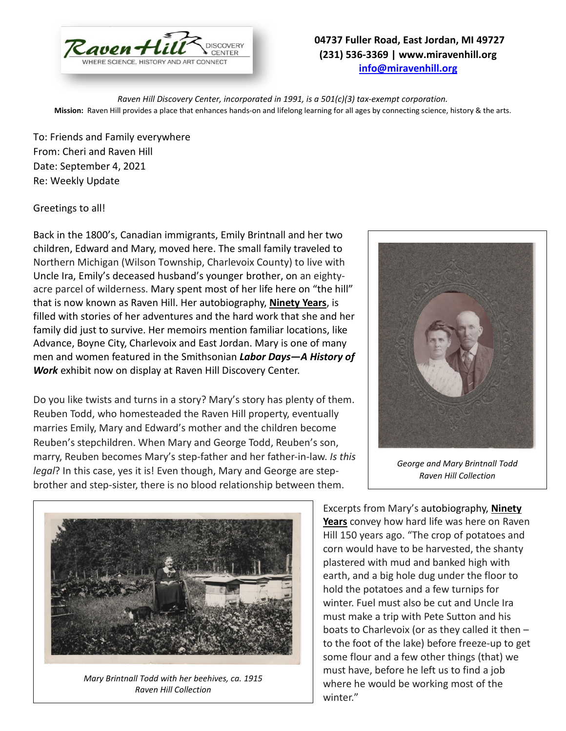04737 Fuller Road, East Jordan, MI 49727
(231) 536-3369 | www.miravenhill.org
info@miravenhill.org

*Raven Hill Discovery Center, incorporated in 1991, is a 501(c)(3) tax-exempt corporation.*
**Mission:** Raven Hill provides a place that enhances hands-on and lifelong learning for all ages by connecting science, history & the arts.

To: Friends and Family everywhere
From: Cheri and Raven Hill
Date: September 4, 2021
Re: Weekly Update

Greetings to all!

Back in the 1800's, Canadian immigrants, Emily Brintnall and her two children, Edward and Mary, moved here. The small family traveled to Northern Michigan (Wilson Township, Charlevoix County) to live with Uncle Ira, Emily's deceased husband's younger brother, on an eighty-acre parcel of wilderness. Mary spent most of her life here on "the hill" that is now known as Raven Hill. Her autobiography, **Ninety Years**, is filled with stories of her adventures and the hard work that she and her family did just to survive. Her memoirs mention familiar locations, like Advance, Boyne City, Charlevoix and East Jordan. Mary is one of many men and women featured in the Smithsonian ***Labor Days—A History of Work*** exhibit now on display at Raven Hill Discovery Center.

Do you like twists and turns in a story? Mary's story has plenty of them. Reuben Todd, who homesteaded the Raven Hill property, eventually marries Emily, Mary and Edward's mother and the children become Reuben's stepchildren. When Mary and George Todd, Reuben's son, marry, Reuben becomes Mary's step-father and her father-in-law. *Is this legal*? In this case, yes it is! Even though, Mary and George are step-brother and step-sister, there is no blood relationship between them.

*George and Mary Brintnall Todd*
*Raven Hill Collection*

*Mary Brintnall Todd with her beehives, ca. 1915*
*Raven Hill Collection*

Excerpts from Mary's autobiography, **Ninety Years** convey how hard life was here on Raven Hill 150 years ago. "The crop of potatoes and corn would have to be harvested, the shanty plastered with mud and banked high with earth, and a big hole dug under the floor to hold the potatoes and a few turnips for winter. Fuel must also be cut and Uncle Ira must make a trip with Pete Sutton and his boats to Charlevoix (or as they called it then – to the foot of the lake) before freeze-up to get some flour and a few other things (that) we must have, before he left us to find a job where he would be working most of the winter."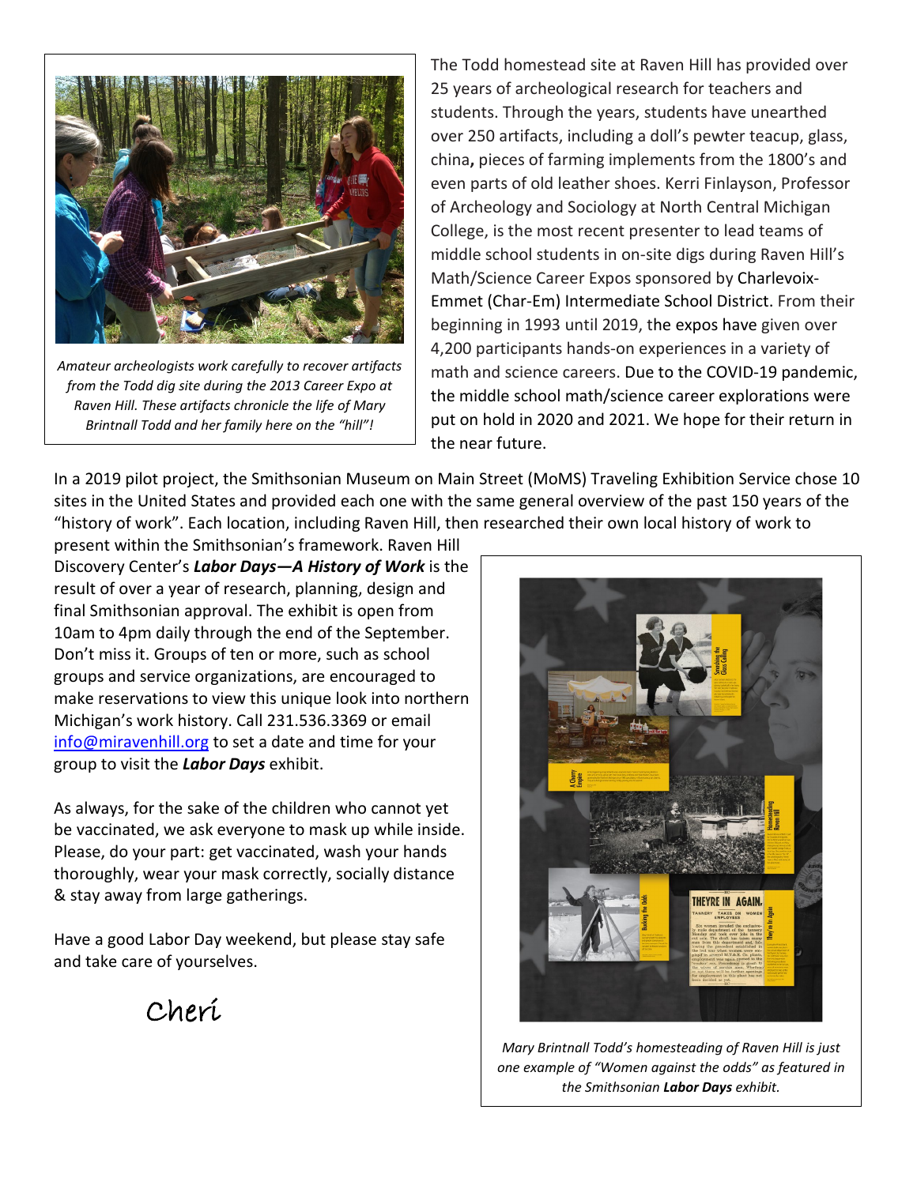*Amateur archeologists work carefully to recover artifacts from the Todd dig site during the 2013 Career Expo at Raven Hill. These artifacts chronicle the life of Mary Brintnall Todd and her family here on the "hill"!*

The Todd homestead site at Raven Hill has provided over 25 years of archeological research for teachers and students. Through the years, students have unearthed over 250 artifacts, including a doll's pewter teacup, glass, china**,** pieces of farming implements from the 1800's and even parts of old leather shoes. Kerri Finlayson, Professor of Archeology and Sociology at North Central Michigan College, is the most recent presenter to lead teams of middle school students in on-site digs during Raven Hill's Math/Science Career Expos sponsored by Charlevoix-Emmet (Char-Em) Intermediate School District. From their beginning in 1993 until 2019, the expos have given over 4,200 participants hands-on experiences in a variety of math and science careers. Due to the COVID-19 pandemic, the middle school math/science career explorations were put on hold in 2020 and 2021. We hope for their return in the near future.

In a 2019 pilot project, the Smithsonian Museum on Main Street (MoMS) Traveling Exhibition Service chose 10 sites in the United States and provided each one with the same general overview of the past 150 years of the "history of work". Each location, including Raven Hill, then researched their own local history of work to present within the Smithsonian's framework. Raven Hill Discovery Center's ***Labor Days—A History of Work*** is the result of over a year of research, planning, design and final Smithsonian approval. The exhibit is open from 10am to 4pm daily through the end of the September. Don't miss it. Groups of ten or more, such as school groups and service organizations, are encouraged to make reservations to view this unique look into northern Michigan's work history. Call 231.536.3369 or email info@miravenhill.org to set a date and time for your group to visit the ***Labor Days*** exhibit.

As always, for the sake of the children who cannot yet be vaccinated, we ask everyone to mask up while inside. Please, do your part: get vaccinated, wash your hands thoroughly, wear your mask correctly, socially distance & stay away from large gatherings.

Have a good Labor Day weekend, but please stay safe and take care of yourselves.

Cheri

*Mary Brintnall Todd's homesteading of Raven Hill is just one example of "Women against the odds" as featured in the Smithsonian **Labor Days** exhibit.*